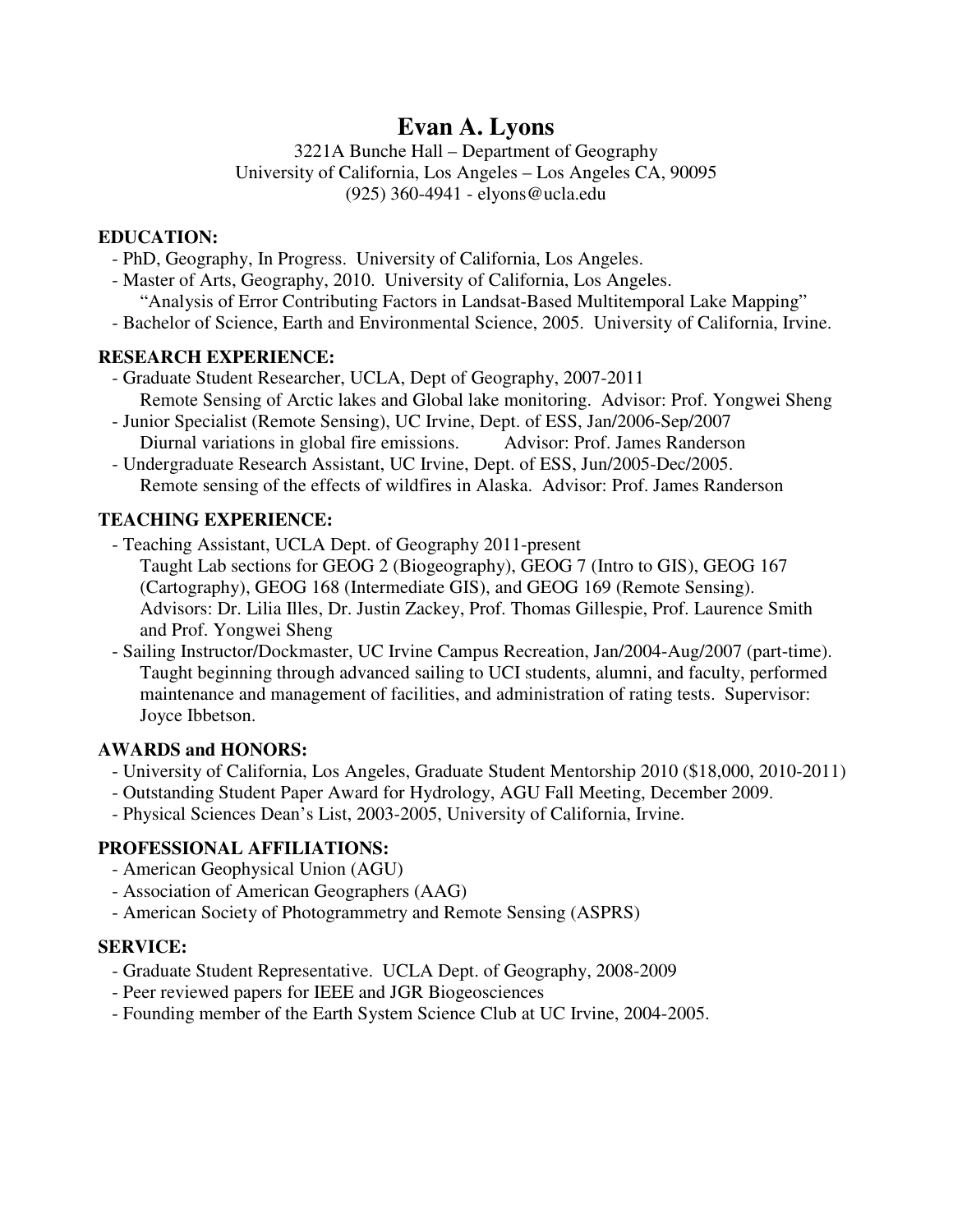# Evan A. Lyons

3221A Bunche Hall – Department of Geography
University of California, Los Angeles – Los Angeles CA, 90095
(925) 360-4941 - elyons@ucla.edu

## EDUCATION:

- PhD, Geography, In Progress. University of California, Los Angeles.
- Master of Arts, Geography, 2010. University of California, Los Angeles.
  "Analysis of Error Contributing Factors in Landsat-Based Multitemporal Lake Mapping"
- Bachelor of Science, Earth and Environmental Science, 2005. University of California, Irvine.

## RESEARCH EXPERIENCE:

- Graduate Student Researcher, UCLA, Dept of Geography, 2007-2011
  Remote Sensing of Arctic lakes and Global lake monitoring. Advisor: Prof. Yongwei Sheng
- Junior Specialist (Remote Sensing), UC Irvine, Dept. of ESS, Jan/2006-Sep/2007
  Diurnal variations in global fire emissions. Advisor: Prof. James Randerson
- Undergraduate Research Assistant, UC Irvine, Dept. of ESS, Jun/2005-Dec/2005.
  Remote sensing of the effects of wildfires in Alaska. Advisor: Prof. James Randerson

## TEACHING EXPERIENCE:

- Teaching Assistant, UCLA Dept. of Geography 2011-present
  Taught Lab sections for GEOG 2 (Biogeography), GEOG 7 (Intro to GIS), GEOG 167 (Cartography), GEOG 168 (Intermediate GIS), and GEOG 169 (Remote Sensing).
  Advisors: Dr. Lilia Illes, Dr. Justin Zackey, Prof. Thomas Gillespie, Prof. Laurence Smith and Prof. Yongwei Sheng
- Sailing Instructor/Dockmaster, UC Irvine Campus Recreation, Jan/2004-Aug/2007 (part-time).
  Taught beginning through advanced sailing to UCI students, alumni, and faculty, performed maintenance and management of facilities, and administration of rating tests. Supervisor: Joyce Ibbetson.

## AWARDS and HONORS:

- University of California, Los Angeles, Graduate Student Mentorship 2010 ($18,000, 2010-2011)
- Outstanding Student Paper Award for Hydrology, AGU Fall Meeting, December 2009.
- Physical Sciences Dean's List, 2003-2005, University of California, Irvine.

## PROFESSIONAL AFFILIATIONS:

- American Geophysical Union (AGU)
- Association of American Geographers (AAG)
- American Society of Photogrammetry and Remote Sensing (ASPRS)

## SERVICE:

- Graduate Student Representative. UCLA Dept. of Geography, 2008-2009
- Peer reviewed papers for IEEE and JGR Biogeosciences
- Founding member of the Earth System Science Club at UC Irvine, 2004-2005.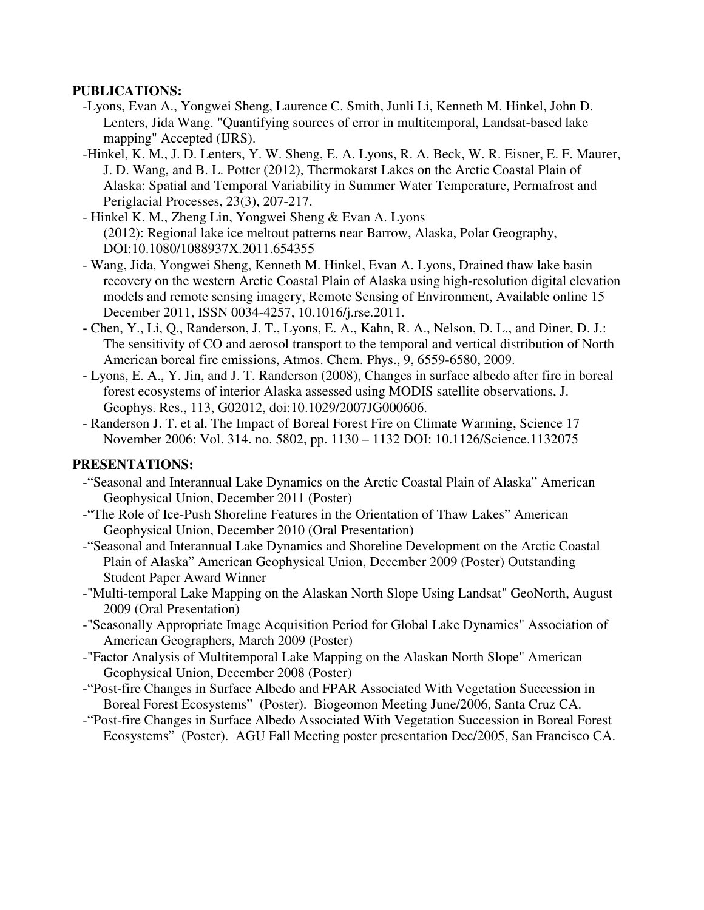**PUBLICATIONS:**

- -Lyons, Evan A., Yongwei Sheng, Laurence C. Smith, Junli Li, Kenneth M. Hinkel, John D. Lenters, Jida Wang. "Quantifying sources of error in multitemporal, Landsat-based lake mapping" Accepted (IJRS).
- -Hinkel, K. M., J. D. Lenters, Y. W. Sheng, E. A. Lyons, R. A. Beck, W. R. Eisner, E. F. Maurer, J. D. Wang, and B. L. Potter (2012), Thermokarst Lakes on the Arctic Coastal Plain of Alaska: Spatial and Temporal Variability in Summer Water Temperature, Permafrost and Periglacial Processes, 23(3), 207-217.
- - Hinkel K. M., Zheng Lin, Yongwei Sheng & Evan A. Lyons (2012): Regional lake ice meltout patterns near Barrow, Alaska, Polar Geography, DOI:10.1080/1088937X.2011.654355
- - Wang, Jida, Yongwei Sheng, Kenneth M. Hinkel, Evan A. Lyons, Drained thaw lake basin recovery on the western Arctic Coastal Plain of Alaska using high-resolution digital elevation models and remote sensing imagery, Remote Sensing of Environment, Available online 15 December 2011, ISSN 0034-4257, 10.1016/j.rse.2011.
- **-** Chen, Y., Li, Q., Randerson, J. T., Lyons, E. A., Kahn, R. A., Nelson, D. L., and Diner, D. J.: The sensitivity of CO and aerosol transport to the temporal and vertical distribution of North American boreal fire emissions, Atmos. Chem. Phys., 9, 6559-6580, 2009.
- - Lyons, E. A., Y. Jin, and J. T. Randerson (2008), Changes in surface albedo after fire in boreal forest ecosystems of interior Alaska assessed using MODIS satellite observations, J. Geophys. Res., 113, G02012, doi:10.1029/2007JG000606.
- - Randerson J. T. et al. The Impact of Boreal Forest Fire on Climate Warming, Science 17 November 2006: Vol. 314. no. 5802, pp. 1130 – 1132 DOI: 10.1126/Science.1132075

**PRESENTATIONS:**

- -"Seasonal and Interannual Lake Dynamics on the Arctic Coastal Plain of Alaska" American Geophysical Union, December 2011 (Poster)
- -"The Role of Ice-Push Shoreline Features in the Orientation of Thaw Lakes" American Geophysical Union, December 2010 (Oral Presentation)
- -"Seasonal and Interannual Lake Dynamics and Shoreline Development on the Arctic Coastal Plain of Alaska" American Geophysical Union, December 2009 (Poster) Outstanding Student Paper Award Winner
- -"Multi-temporal Lake Mapping on the Alaskan North Slope Using Landsat" GeoNorth, August 2009 (Oral Presentation)
- -"Seasonally Appropriate Image Acquisition Period for Global Lake Dynamics" Association of American Geographers, March 2009 (Poster)
- -"Factor Analysis of Multitemporal Lake Mapping on the Alaskan North Slope" American Geophysical Union, December 2008 (Poster)
- -"Post-fire Changes in Surface Albedo and FPAR Associated With Vegetation Succession in Boreal Forest Ecosystems" (Poster). Biogeomon Meeting June/2006, Santa Cruz CA.
- -"Post-fire Changes in Surface Albedo Associated With Vegetation Succession in Boreal Forest Ecosystems" (Poster). AGU Fall Meeting poster presentation Dec/2005, San Francisco CA.